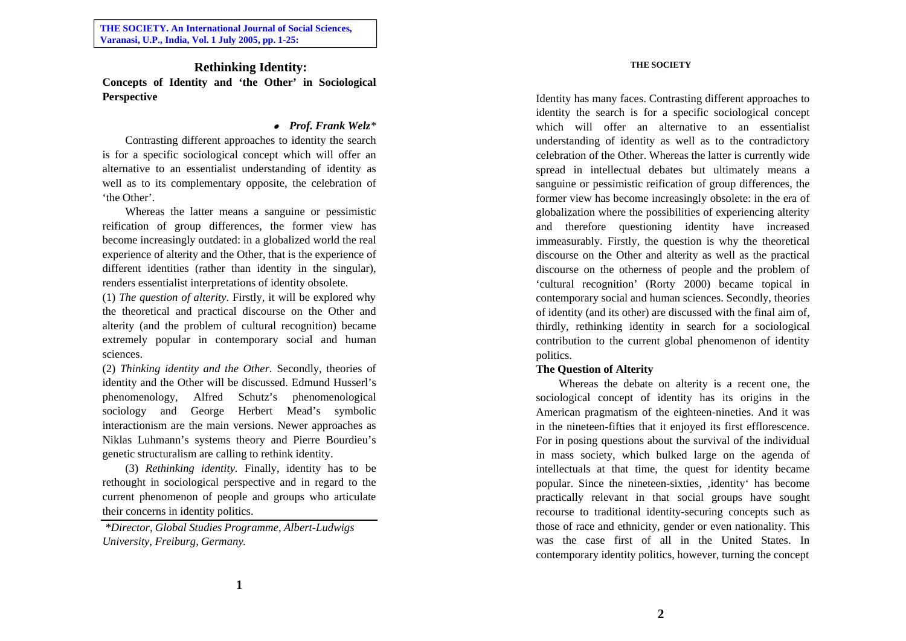# Rethinking Identity:

## Concepts of Identity and 'the Other' in Sociological Perspective

- ***Prof. Frank Welz****

Contrasting different approaches to identity the search is for a specific sociological concept which will offer an alternative to an essentialist understanding of identity as well as to its complementary opposite, the celebration of 'the Other'.

Whereas the latter means a sanguine or pessimistic reification of group differences, the former view has become increasingly outdated: in a globalized world the real experience of alterity and the Other, that is the experience of different identities (rather than identity in the singular), renders essentialist interpretations of identity obsolete.

(1) *The question of alterity.* Firstly, it will be explored why the theoretical and practical discourse on the Other and alterity (and the problem of cultural recognition) became extremely popular in contemporary social and human sciences.

(2) *Thinking identity and the Other.* Secondly, theories of identity and the Other will be discussed. Edmund Husserl's phenomenology, Alfred Schutz's phenomenological sociology and George Herbert Mead's symbolic interactionism are the main versions. Newer approaches as Niklas Luhmann's systems theory and Pierre Bourdieu's genetic structuralism are calling to rethink identity.

(3) *Rethinking identity.* Finally, identity has to be rethought in sociological perspective and in regard to the current phenomenon of people and groups who articulate their concerns in identity politics.

*\*Director, Global Studies Programme, Albert-Ludwigs University, Freiburg, Germany.*

Identity has many faces. Contrasting different approaches to identity the search is for a specific sociological concept which will offer an alternative to an essentialist understanding of identity as well as to the contradictory celebration of the Other. Whereas the latter is currently wide spread in intellectual debates but ultimately means a sanguine or pessimistic reification of group differences, the former view has become increasingly obsolete: in the era of globalization where the possibilities of experiencing alterity and therefore questioning identity have increased immeasurably. Firstly, the question is why the theoretical discourse on the Other and alterity as well as the practical discourse on the otherness of people and the problem of 'cultural recognition' (Rorty 2000) became topical in contemporary social and human sciences. Secondly, theories of identity (and its other) are discussed with the final aim of, thirdly, rethinking identity in search for a sociological contribution to the current global phenomenon of identity politics.

### The Question of Alterity

Whereas the debate on alterity is a recent one, the sociological concept of identity has its origins in the American pragmatism of the eighteen-nineties. And it was in the nineteen-fifties that it enjoyed its first efflorescence. For in posing questions about the survival of the individual in mass society, which bulked large on the agenda of intellectuals at that time, the quest for identity became popular. Since the nineteen-sixties, ,identity' has become practically relevant in that social groups have sought recourse to traditional identity-securing concepts such as those of race and ethnicity, gender or even nationality. This was the case first of all in the United States. In contemporary identity politics, however, turning the concept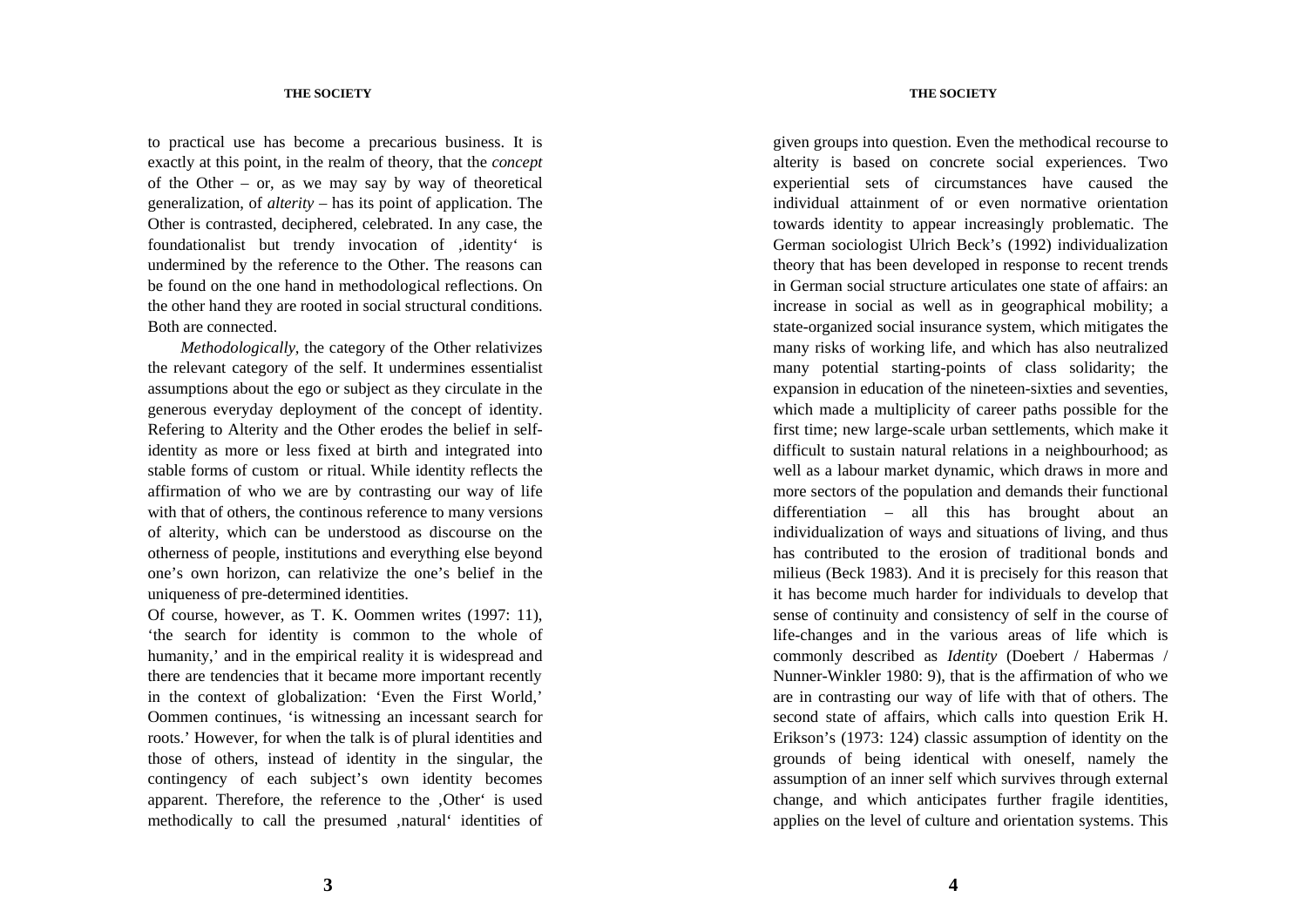to practical use has become a precarious business. It is exactly at this point, in the realm of theory, that the *concept* of the Other – or, as we may say by way of theoretical generalization, of *alterity* – has its point of application. The Other is contrasted, deciphered, celebrated. In any case, the foundationalist but trendy invocation of ‚identity' is undermined by the reference to the Other. The reasons can be found on the one hand in methodological reflections. On the other hand they are rooted in social structural conditions. Both are connected.

*Methodologically,* the category of the Other relativizes the relevant category of the self. It undermines essentialist assumptions about the ego or subject as they circulate in the generous everyday deployment of the concept of identity. Refering to Alterity and the Other erodes the belief in self-identity as more or less fixed at birth and integrated into stable forms of custom or ritual. While identity reflects the affirmation of who we are by contrasting our way of life with that of others, the continous reference to many versions of alterity, which can be understood as discourse on the otherness of people, institutions and everything else beyond one's own horizon, can relativize the one's belief in the uniqueness of pre-determined identities.

Of course, however, as T. K. Oommen writes (1997: 11), 'the search for identity is common to the whole of humanity,' and in the empirical reality it is widespread and there are tendencies that it became more important recently in the context of globalization: 'Even the First World,' Oommen continues, 'is witnessing an incessant search for roots.' However, for when the talk is of plural identities and those of others, instead of identity in the singular, the contingency of each subject's own identity becomes apparent. Therefore, the reference to the ‚Other' is used methodically to call the presumed ‚natural' identities of given groups into question. Even the methodical recourse to alterity is based on concrete social experiences. Two experiential sets of circumstances have caused the individual attainment of or even normative orientation towards identity to appear increasingly problematic. The German sociologist Ulrich Beck's (1992) individualization theory that has been developed in response to recent trends in German social structure articulates one state of affairs: an increase in social as well as in geographical mobility; a state-organized social insurance system, which mitigates the many risks of working life, and which has also neutralized many potential starting-points of class solidarity; the expansion in education of the nineteen-sixties and seventies, which made a multiplicity of career paths possible for the first time; new large-scale urban settlements, which make it difficult to sustain natural relations in a neighbourhood; as well as a labour market dynamic, which draws in more and more sectors of the population and demands their functional differentiation – all this has brought about an individualization of ways and situations of living, and thus has contributed to the erosion of traditional bonds and milieus (Beck 1983). And it is precisely for this reason that it has become much harder for individuals to develop that sense of continuity and consistency of self in the course of life-changes and in the various areas of life which is commonly described as *Identity* (Doebert / Habermas / Nunner-Winkler 1980: 9), that is the affirmation of who we are in contrasting our way of life with that of others. The second state of affairs, which calls into question Erik H. Erikson's (1973: 124) classic assumption of identity on the grounds of being identical with oneself, namely the assumption of an inner self which survives through external change, and which anticipates further fragile identities, applies on the level of culture and orientation systems. This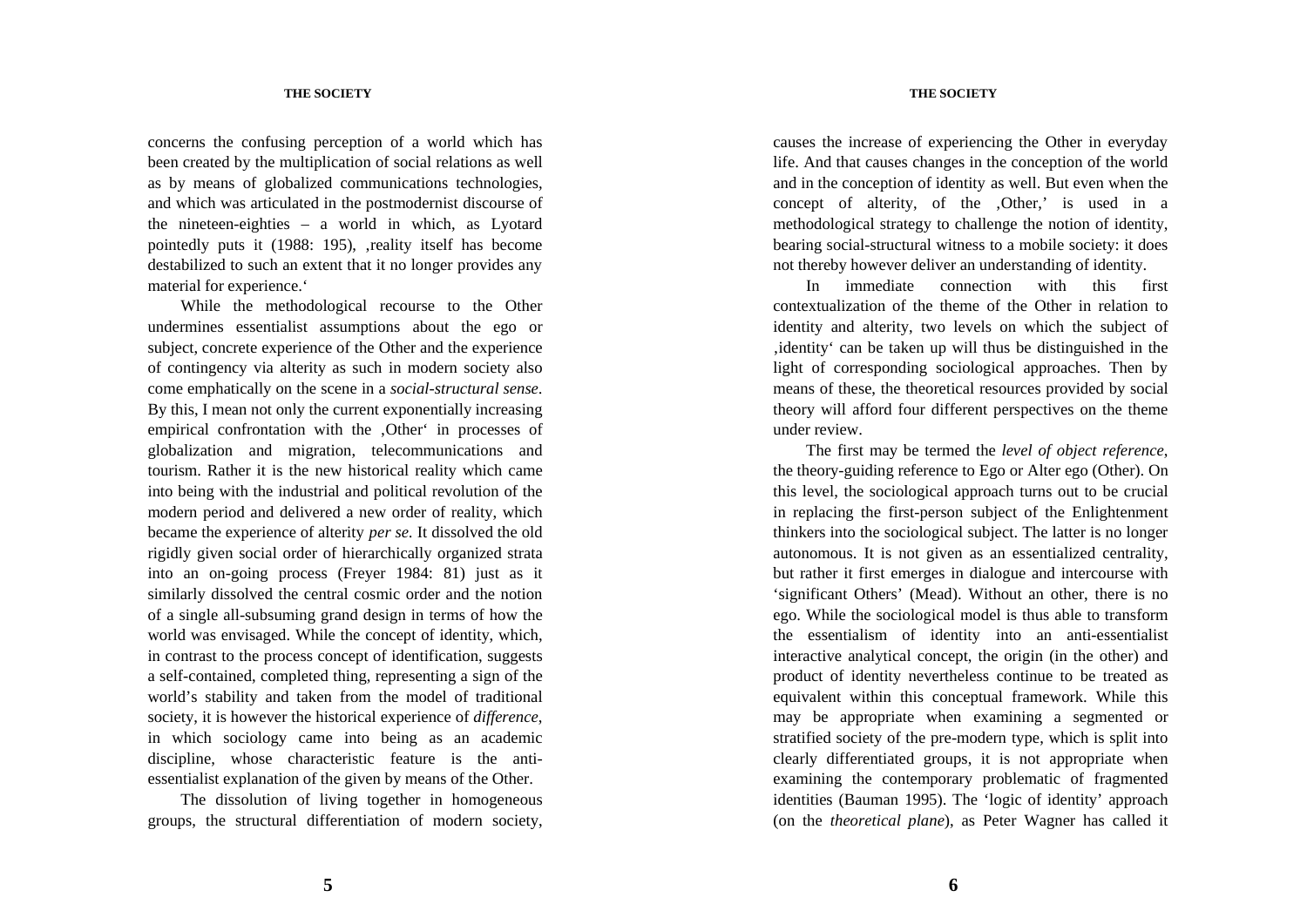concerns the confusing perception of a world which has been created by the multiplication of social relations as well as by means of globalized communications technologies, and which was articulated in the postmodernist discourse of the nineteen-eighties – a world in which, as Lyotard pointedly puts it (1988: 195), ‚reality itself has become destabilized to such an extent that it no longer provides any material for experience.‘

While the methodological recourse to the Other undermines essentialist assumptions about the ego or subject, concrete experience of the Other and the experience of contingency via alterity as such in modern society also come emphatically on the scene in a *social-structural sense*. By this, I mean not only the current exponentially increasing empirical confrontation with the ‚Other‘ in processes of globalization and migration, telecommunications and tourism. Rather it is the new historical reality which came into being with the industrial and political revolution of the modern period and delivered a new order of reality, which became the experience of alterity *per se.* It dissolved the old rigidly given social order of hierarchically organized strata into an on-going process (Freyer 1984: 81) just as it similarly dissolved the central cosmic order and the notion of a single all-subsuming grand design in terms of how the world was envisaged. While the concept of identity, which, in contrast to the process concept of identification, suggests a self-contained, completed thing, representing a sign of the world's stability and taken from the model of traditional society, it is however the historical experience of *difference*, in which sociology came into being as an academic discipline, whose characteristic feature is the anti-essentialist explanation of the given by means of the Other.

The dissolution of living together in homogeneous groups, the structural differentiation of modern society, causes the increase of experiencing the Other in everyday life. And that causes changes in the conception of the world and in the conception of identity as well. But even when the concept of alterity, of the ‚Other,' is used in a methodological strategy to challenge the notion of identity, bearing social-structural witness to a mobile society: it does not thereby however deliver an understanding of identity.

In immediate connection with this first contextualization of the theme of the Other in relation to identity and alterity, two levels on which the subject of ‚identity‘ can be taken up will thus be distinguished in the light of corresponding sociological approaches. Then by means of these, the theoretical resources provided by social theory will afford four different perspectives on the theme under review.

The first may be termed the *level of object reference*, the theory-guiding reference to Ego or Alter ego (Other). On this level, the sociological approach turns out to be crucial in replacing the first-person subject of the Enlightenment thinkers into the sociological subject. The latter is no longer autonomous. It is not given as an essentialized centrality, but rather it first emerges in dialogue and intercourse with 'significant Others' (Mead). Without an other, there is no ego. While the sociological model is thus able to transform the essentialism of identity into an anti-essentialist interactive analytical concept, the origin (in the other) and product of identity nevertheless continue to be treated as equivalent within this conceptual framework. While this may be appropriate when examining a segmented or stratified society of the pre-modern type, which is split into clearly differentiated groups, it is not appropriate when examining the contemporary problematic of fragmented identities (Bauman 1995). The 'logic of identity' approach (on the *theoretical plane*), as Peter Wagner has called it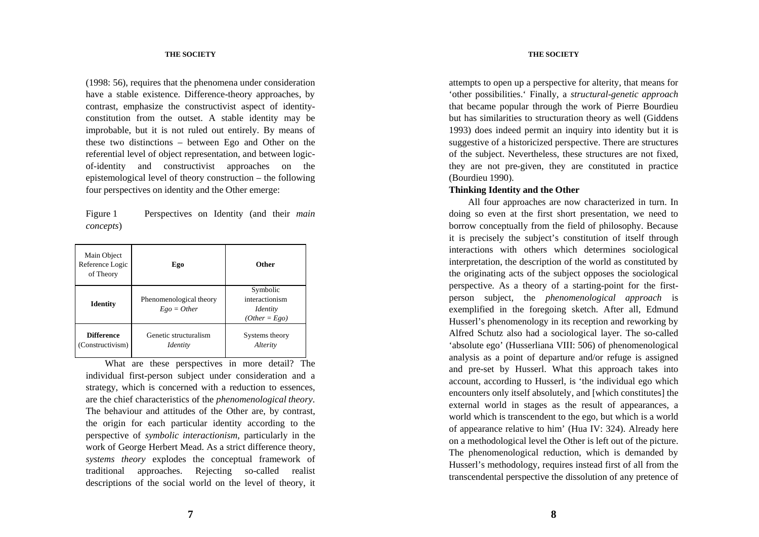(1998: 56), requires that the phenomena under consideration have a stable existence. Difference-theory approaches, by contrast, emphasize the constructivist aspect of identity-constitution from the outset. A stable identity may be improbable, but it is not ruled out entirely. By means of these two distinctions – between Ego and Other on the referential level of object representation, and between logic-of-identity and constructivist approaches on the epistemological level of theory construction – the following four perspectives on identity and the Other emerge:

Figure 1 Perspectives on Identity (and their *main concepts*)

| Main Object Reference Logic of Theory | **Ego** | **Other** |
|---|---|---|
| **Identity** | Phenomenological theory *Ego = Other* | Symbolic interactionism *Identity (Other = Ego)* |
| **Difference** (Constructivism) | Genetic structuralism *Identity* | Systems theory *Alterity* |

What are these perspectives in more detail? The individual first-person subject under consideration and a strategy, which is concerned with a reduction to essences, are the chief characteristics of the *phenomenological theory*. The behaviour and attitudes of the Other are, by contrast, the origin for each particular identity according to the perspective of *symbolic interactionism*, particularly in the work of George Herbert Mead. As a strict difference theory, *systems theory* explodes the conceptual framework of traditional approaches. Rejecting so-called realist descriptions of the social world on the level of theory, it attempts to open up a perspective for alterity, that means for 'other possibilities.' Finally, a *structural-genetic approach* that became popular through the work of Pierre Bourdieu but has similarities to structuration theory as well (Giddens 1993) does indeed permit an inquiry into identity but it is suggestive of a historicized perspective. There are structures of the subject. Nevertheless, these structures are not fixed, they are not pre-given, they are constituted in practice (Bourdieu 1990).

## Thinking Identity and the Other

All four approaches are now characterized in turn. In doing so even at the first short presentation, we need to borrow conceptually from the field of philosophy. Because it is precisely the subject's constitution of itself through interactions with others which determines sociological interpretation, the description of the world as constituted by the originating acts of the subject opposes the sociological perspective. As a theory of a starting-point for the first-person subject, the *phenomenological approach* is exemplified in the foregoing sketch. After all, Edmund Husserl's phenomenology in its reception and reworking by Alfred Schutz also had a sociological layer. The so-called 'absolute ego' (Husserliana VIII: 506) of phenomenological analysis as a point of departure and/or refuge is assigned and pre-set by Husserl. What this approach takes into account, according to Husserl, is 'the individual ego which encounters only itself absolutely, and [which constitutes] the external world in stages as the result of appearances, a world which is transcendent to the ego, but which is a world of appearance relative to him' (Hua IV: 324). Already here on a methodological level the Other is left out of the picture. The phenomenological reduction, which is demanded by Husserl's methodology, requires instead first of all from the transcendental perspective the dissolution of any pretence of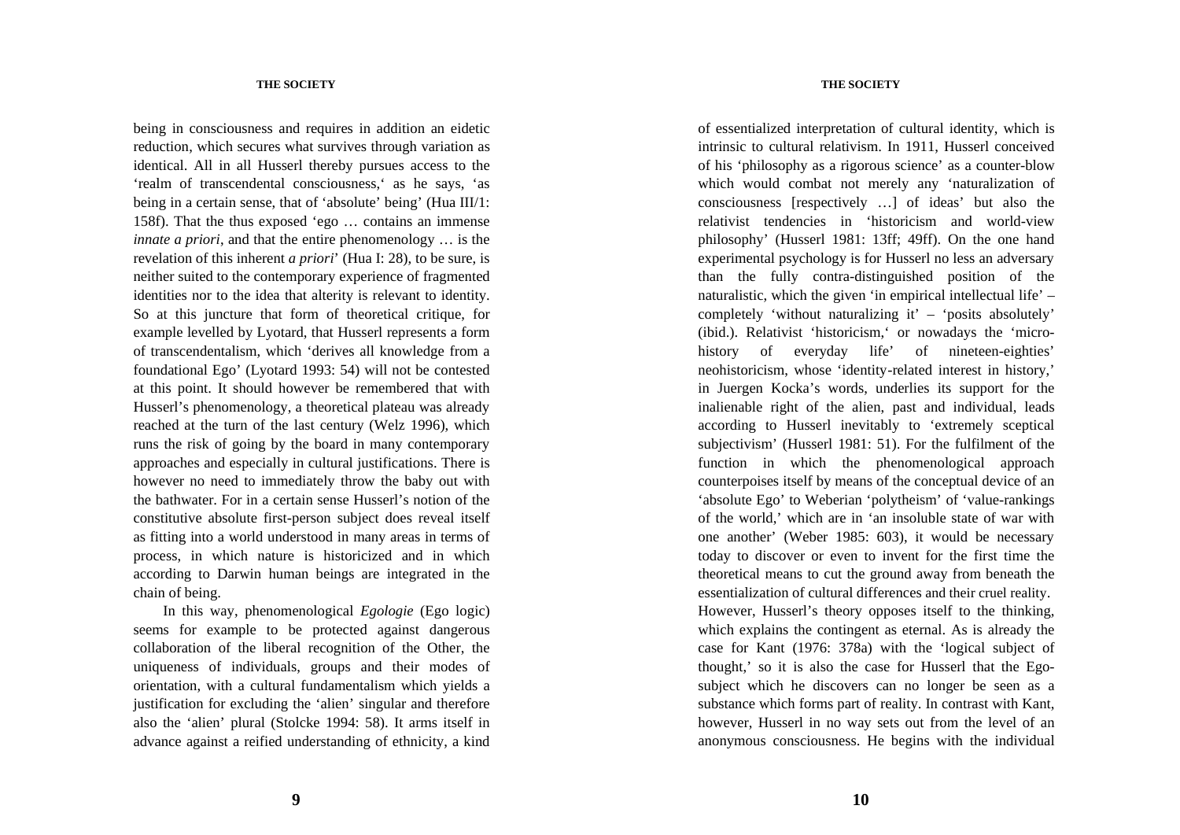being in consciousness and requires in addition an eidetic reduction, which secures what survives through variation as identical. All in all Husserl thereby pursues access to the 'realm of transcendental consciousness,' as he says, 'as being in a certain sense, that of 'absolute' being' (Hua III/1: 158f). That the thus exposed 'ego … contains an immense *innate a priori*, and that the entire phenomenology … is the revelation of this inherent *a priori*' (Hua I: 28), to be sure, is neither suited to the contemporary experience of fragmented identities nor to the idea that alterity is relevant to identity. So at this juncture that form of theoretical critique, for example levelled by Lyotard, that Husserl represents a form of transcendentalism, which 'derives all knowledge from a foundational Ego' (Lyotard 1993: 54) will not be contested at this point. It should however be remembered that with Husserl's phenomenology, a theoretical plateau was already reached at the turn of the last century (Welz 1996), which runs the risk of going by the board in many contemporary approaches and especially in cultural justifications. There is however no need to immediately throw the baby out with the bathwater. For in a certain sense Husserl's notion of the constitutive absolute first-person subject does reveal itself as fitting into a world understood in many areas in terms of process, in which nature is historicized and in which according to Darwin human beings are integrated in the chain of being.

In this way, phenomenological *Egologie* (Ego logic) seems for example to be protected against dangerous collaboration of the liberal recognition of the Other, the uniqueness of individuals, groups and their modes of orientation, with a cultural fundamentalism which yields a justification for excluding the 'alien' singular and therefore also the 'alien' plural (Stolcke 1994: 58). It arms itself in advance against a reified understanding of ethnicity, a kind of essentialized interpretation of cultural identity, which is intrinsic to cultural relativism. In 1911, Husserl conceived of his 'philosophy as a rigorous science' as a counter-blow which would combat not merely any 'naturalization of consciousness [respectively …] of ideas' but also the relativist tendencies in 'historicism and world-view philosophy' (Husserl 1981: 13ff; 49ff). On the one hand experimental psychology is for Husserl no less an adversary than the fully contra-distinguished position of the naturalistic, which the given 'in empirical intellectual life' – completely 'without naturalizing it' – 'posits absolutely' (ibid.). Relativist 'historicism,' or nowadays the 'micro-history of everyday life' of nineteen-eighties' neohistoricism, whose 'identity-related interest in history,' in Juergen Kocka's words, underlies its support for the inalienable right of the alien, past and individual, leads according to Husserl inevitably to 'extremely sceptical subjectivism' (Husserl 1981: 51). For the fulfilment of the function in which the phenomenological approach counterpoises itself by means of the conceptual device of an 'absolute Ego' to Weberian 'polytheism' of 'value-rankings of the world,' which are in 'an insoluble state of war with one another' (Weber 1985: 603), it would be necessary today to discover or even to invent for the first time the theoretical means to cut the ground away from beneath the essentialization of cultural differences and their cruel reality. However, Husserl's theory opposes itself to the thinking, which explains the contingent as eternal. As is already the case for Kant (1976: 378a) with the 'logical subject of thought,' so it is also the case for Husserl that the Ego-subject which he discovers can no longer be seen as a substance which forms part of reality. In contrast with Kant, however, Husserl in no way sets out from the level of an anonymous consciousness. He begins with the individual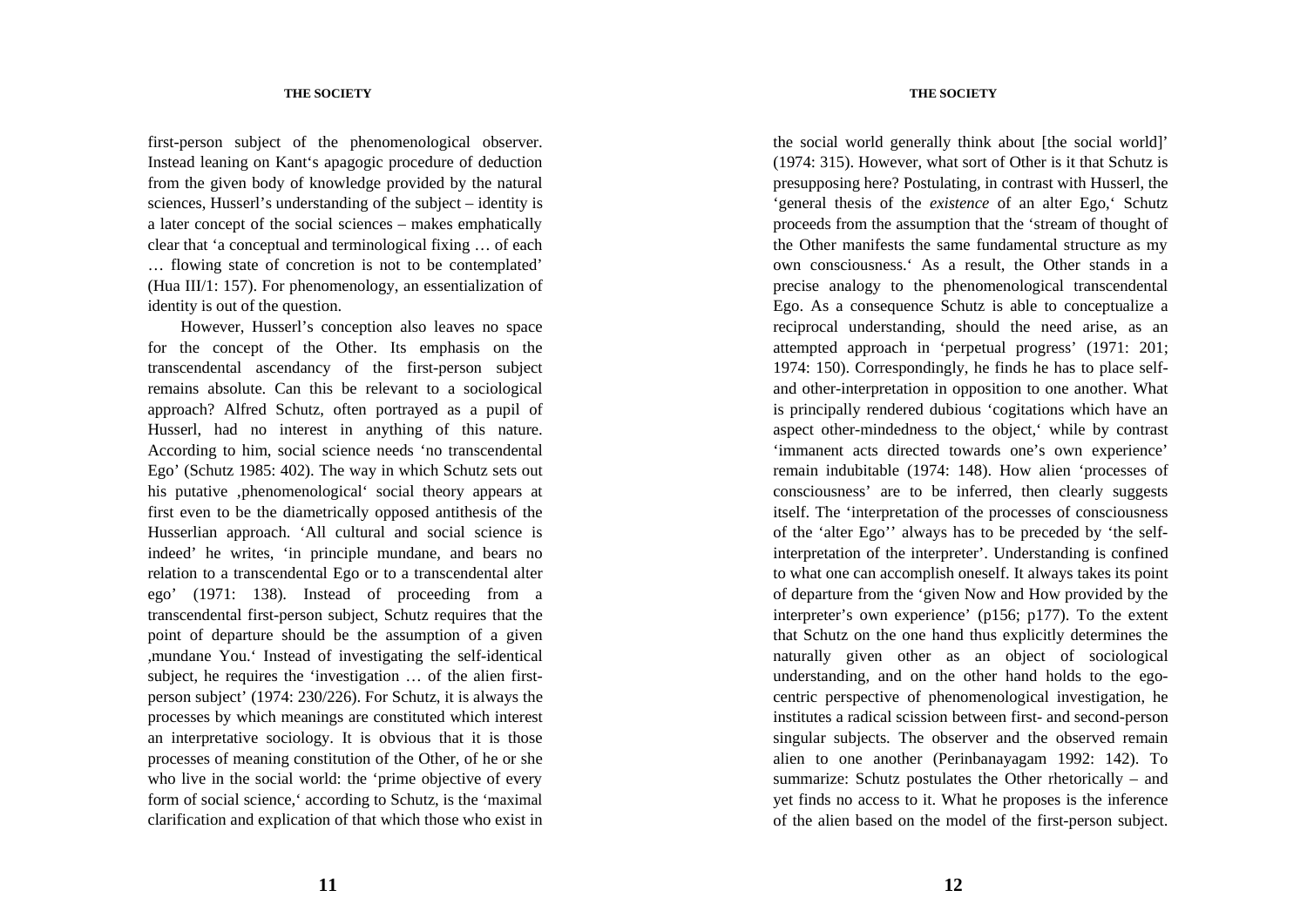first-person subject of the phenomenological observer. Instead leaning on Kant's apagogic procedure of deduction from the given body of knowledge provided by the natural sciences, Husserl's understanding of the subject – identity is a later concept of the social sciences – makes emphatically clear that 'a conceptual and terminological fixing … of each … flowing state of concretion is not to be contemplated' (Hua III/1: 157). For phenomenology, an essentialization of identity is out of the question.

However, Husserl's conception also leaves no space for the concept of the Other. Its emphasis on the transcendental ascendancy of the first-person subject remains absolute. Can this be relevant to a sociological approach? Alfred Schutz, often portrayed as a pupil of Husserl, had no interest in anything of this nature. According to him, social science needs 'no transcendental Ego' (Schutz 1985: 402). The way in which Schutz sets out his putative ‚phenomenological' social theory appears at first even to be the diametrically opposed antithesis of the Husserlian approach. 'All cultural and social science is indeed' he writes, 'in principle mundane, and bears no relation to a transcendental Ego or to a transcendental alter ego' (1971: 138). Instead of proceeding from a transcendental first-person subject, Schutz requires that the point of departure should be the assumption of a given ‚mundane You.' Instead of investigating the self-identical subject, he requires the 'investigation … of the alien first-person subject' (1974: 230/226). For Schutz, it is always the processes by which meanings are constituted which interest an interpretative sociology. It is obvious that it is those processes of meaning constitution of the Other, of he or she who live in the social world: the 'prime objective of every form of social science,' according to Schutz, is the 'maximal clarification and explication of that which those who exist in the social world generally think about [the social world]' (1974: 315). However, what sort of Other is it that Schutz is presupposing here? Postulating, in contrast with Husserl, the 'general thesis of the *existence* of an alter Ego,' Schutz proceeds from the assumption that the 'stream of thought of the Other manifests the same fundamental structure as my own consciousness.' As a result, the Other stands in a precise analogy to the phenomenological transcendental Ego. As a consequence Schutz is able to conceptualize a reciprocal understanding, should the need arise, as an attempted approach in 'perpetual progress' (1971: 201; 1974: 150). Correspondingly, he finds he has to place self- and other-interpretation in opposition to one another. What is principally rendered dubious 'cogitations which have an aspect other-mindedness to the object,' while by contrast 'immanent acts directed towards one's own experience' remain indubitable (1974: 148). How alien 'processes of consciousness' are to be inferred, then clearly suggests itself. The 'interpretation of the processes of consciousness of the 'alter Ego'' always has to be preceded by 'the self-interpretation of the interpreter'. Understanding is confined to what one can accomplish oneself. It always takes its point of departure from the 'given Now and How provided by the interpreter's own experience' (p156; p177). To the extent that Schutz on the one hand thus explicitly determines the naturally given other as an object of sociological understanding, and on the other hand holds to the ego-centric perspective of phenomenological investigation, he institutes a radical scission between first- and second-person singular subjects. The observer and the observed remain alien to one another (Perinbanayagam 1992: 142). To summarize: Schutz postulates the Other rhetorically – and yet finds no access to it. What he proposes is the inference of the alien based on the model of the first-person subject.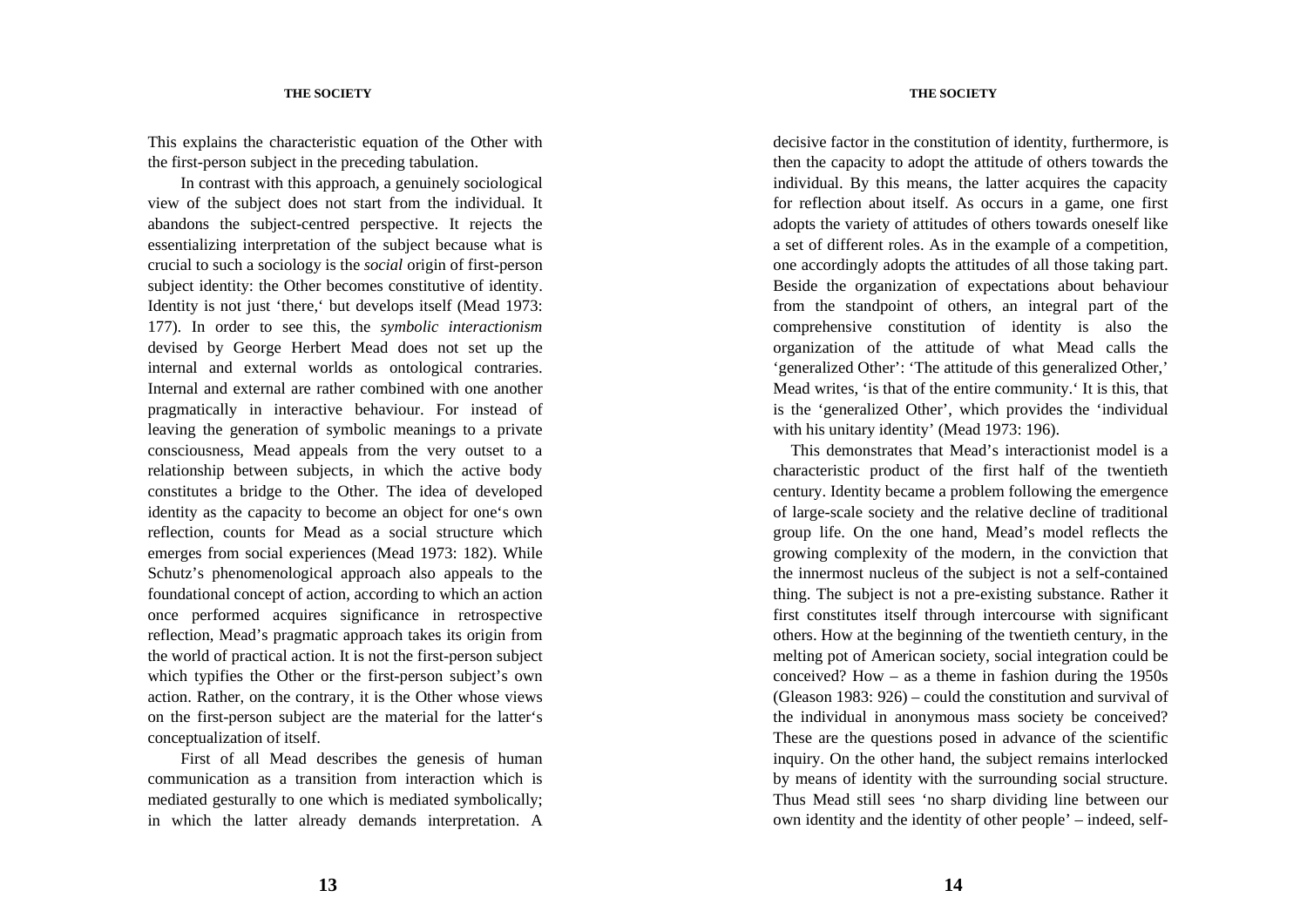This explains the characteristic equation of the Other with the first-person subject in the preceding tabulation.

In contrast with this approach, a genuinely sociological view of the subject does not start from the individual. It abandons the subject-centred perspective. It rejects the essentializing interpretation of the subject because what is crucial to such a sociology is the *social* origin of first-person subject identity: the Other becomes constitutive of identity. Identity is not just 'there,' but develops itself (Mead 1973: 177). In order to see this, the *symbolic interactionism* devised by George Herbert Mead does not set up the internal and external worlds as ontological contraries. Internal and external are rather combined with one another pragmatically in interactive behaviour. For instead of leaving the generation of symbolic meanings to a private consciousness, Mead appeals from the very outset to a relationship between subjects, in which the active body constitutes a bridge to the Other. The idea of developed identity as the capacity to become an object for one's own reflection, counts for Mead as a social structure which emerges from social experiences (Mead 1973: 182). While Schutz's phenomenological approach also appeals to the foundational concept of action, according to which an action once performed acquires significance in retrospective reflection, Mead's pragmatic approach takes its origin from the world of practical action. It is not the first-person subject which typifies the Other or the first-person subject's own action. Rather, on the contrary, it is the Other whose views on the first-person subject are the material for the latter's conceptualization of itself.

First of all Mead describes the genesis of human communication as a transition from interaction which is mediated gesturally to one which is mediated symbolically; in which the latter already demands interpretation. A decisive factor in the constitution of identity, furthermore, is then the capacity to adopt the attitude of others towards the individual. By this means, the latter acquires the capacity for reflection about itself. As occurs in a game, one first adopts the variety of attitudes of others towards oneself like a set of different roles. As in the example of a competition, one accordingly adopts the attitudes of all those taking part. Beside the organization of expectations about behaviour from the standpoint of others, an integral part of the comprehensive constitution of identity is also the organization of the attitude of what Mead calls the 'generalized Other': 'The attitude of this generalized Other,' Mead writes, 'is that of the entire community.' It is this, that is the 'generalized Other', which provides the 'individual with his unitary identity' (Mead 1973: 196).

This demonstrates that Mead's interactionist model is a characteristic product of the first half of the twentieth century. Identity became a problem following the emergence of large-scale society and the relative decline of traditional group life. On the one hand, Mead's model reflects the growing complexity of the modern, in the conviction that the innermost nucleus of the subject is not a self-contained thing. The subject is not a pre-existing substance. Rather it first constitutes itself through intercourse with significant others. How at the beginning of the twentieth century, in the melting pot of American society, social integration could be conceived? How – as a theme in fashion during the 1950s (Gleason 1983: 926) – could the constitution and survival of the individual in anonymous mass society be conceived? These are the questions posed in advance of the scientific inquiry. On the other hand, the subject remains interlocked by means of identity with the surrounding social structure. Thus Mead still sees 'no sharp dividing line between our own identity and the identity of other people' – indeed, self-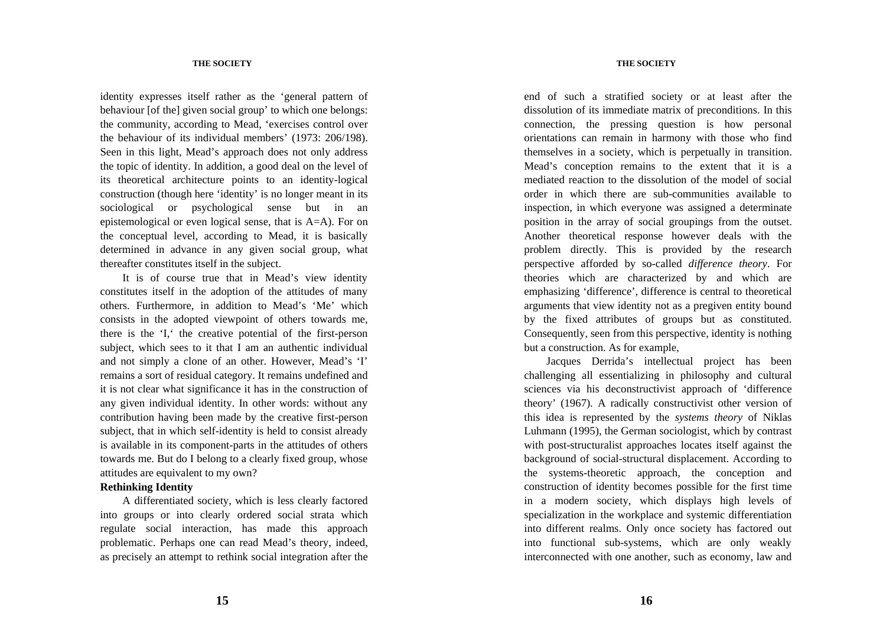identity expresses itself rather as the 'general pattern of behaviour [of the] given social group' to which one belongs: the community, according to Mead, 'exercises control over the behaviour of its individual members' (1973: 206/198). Seen in this light, Mead's approach does not only address the topic of identity. In addition, a good deal on the level of its theoretical architecture points to an identity-logical construction (though here 'identity' is no longer meant in its sociological or psychological sense but in an epistemological or even logical sense, that is A=A). For on the conceptual level, according to Mead, it is basically determined in advance in any given social group, what thereafter constitutes itself in the subject.

It is of course true that in Mead's view identity constitutes itself in the adoption of the attitudes of many others. Furthermore, in addition to Mead's 'Me' which consists in the adopted viewpoint of others towards me, there is the 'I,' the creative potential of the first-person subject, which sees to it that I am an authentic individual and not simply a clone of an other. However, Mead's 'I' remains a sort of residual category. It remains undefined and it is not clear what significance it has in the construction of any given individual identity. In other words: without any contribution having been made by the creative first-person subject, that in which self-identity is held to consist already is available in its component-parts in the attitudes of others towards me. But do I belong to a clearly fixed group, whose attitudes are equivalent to my own?

**Rethinking Identity**

A differentiated society, which is less clearly factored into groups or into clearly ordered social strata which regulate social interaction, has made this approach problematic. Perhaps one can read Mead's theory, indeed, as precisely an attempt to rethink social integration after the end of such a stratified society or at least after the dissolution of its immediate matrix of preconditions. In this connection, the pressing question is how personal orientations can remain in harmony with those who find themselves in a society, which is perpetually in transition. Mead's conception remains to the extent that it is a mediated reaction to the dissolution of the model of social order in which there are sub-communities available to inspection, in which everyone was assigned a determinate position in the array of social groupings from the outset. Another theoretical response however deals with the problem directly. This is provided by the research perspective afforded by so-called *difference theory*. For theories which are characterized by and which are emphasizing 'difference', difference is central to theoretical arguments that view identity not as a pregiven entity bound by the fixed attributes of groups but as constituted. Consequently, seen from this perspective, identity is nothing but a construction. As for example,

Jacques Derrida's intellectual project has been challenging all essentializing in philosophy and cultural sciences via his deconstructivist approach of 'difference theory' (1967). A radically constructivist other version of this idea is represented by the *systems theory* of Niklas Luhmann (1995), the German sociologist, which by contrast with post-structuralist approaches locates itself against the background of social-structural displacement. According to the systems-theoretic approach, the conception and construction of identity becomes possible for the first time in a modern society, which displays high levels of specialization in the workplace and systemic differentiation into different realms. Only once society has factored out into functional sub-systems, which are only weakly interconnected with one another, such as economy, law and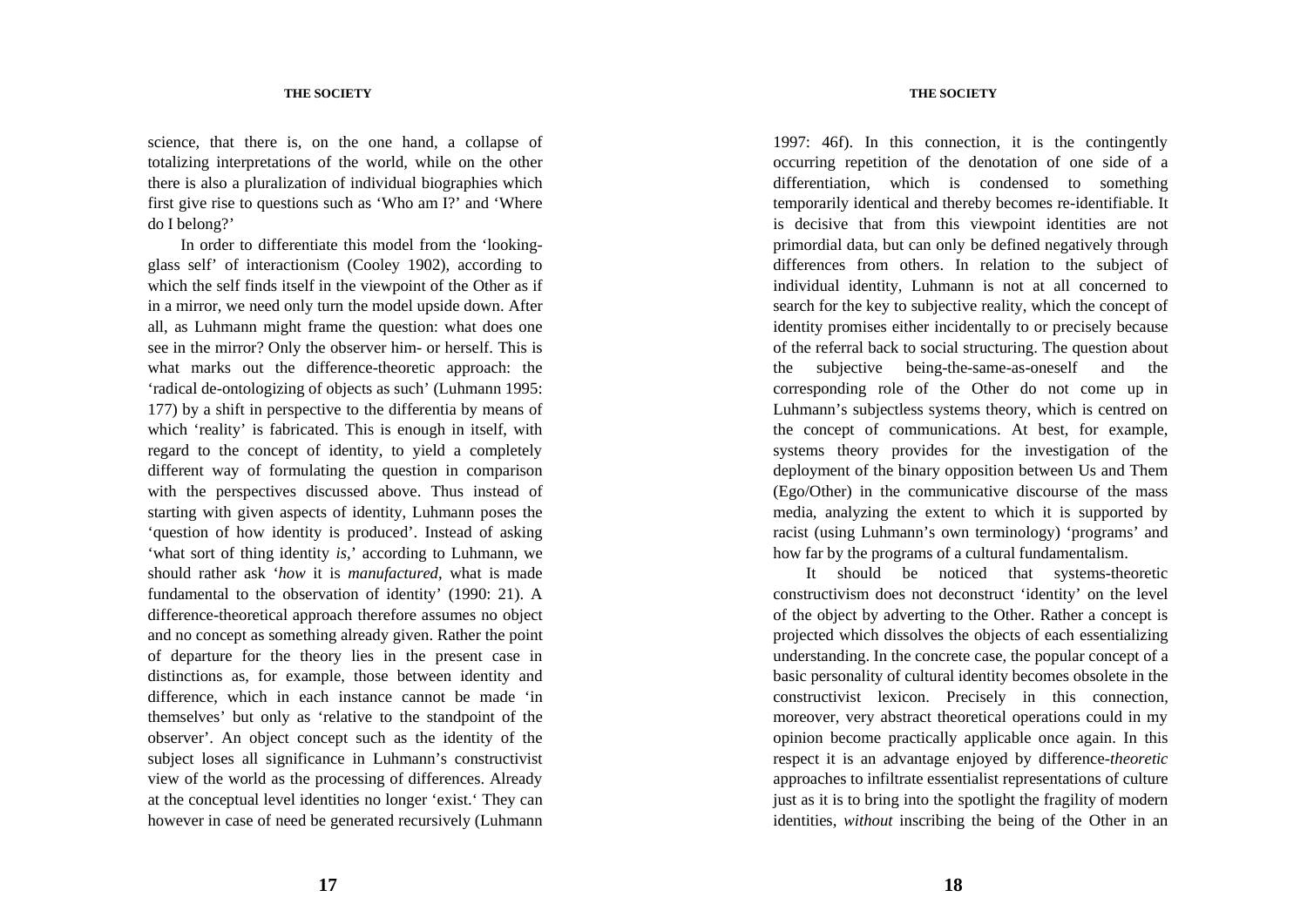science, that there is, on the one hand, a collapse of totalizing interpretations of the world, while on the other there is also a pluralization of individual biographies which first give rise to questions such as 'Who am I?' and 'Where do I belong?'

In order to differentiate this model from the 'looking-glass self' of interactionism (Cooley 1902), according to which the self finds itself in the viewpoint of the Other as if in a mirror, we need only turn the model upside down. After all, as Luhmann might frame the question: what does one see in the mirror? Only the observer him- or herself. This is what marks out the difference-theoretic approach: the 'radical de-ontologizing of objects as such' (Luhmann 1995: 177) by a shift in perspective to the differentia by means of which 'reality' is fabricated. This is enough in itself, with regard to the concept of identity, to yield a completely different way of formulating the question in comparison with the perspectives discussed above. Thus instead of starting with given aspects of identity, Luhmann poses the 'question of how identity is produced'. Instead of asking 'what sort of thing identity *is*,' according to Luhmann, we should rather ask '*how* it is *manufactured*, what is made fundamental to the observation of identity' (1990: 21). A difference-theoretical approach therefore assumes no object and no concept as something already given. Rather the point of departure for the theory lies in the present case in distinctions as, for example, those between identity and difference, which in each instance cannot be made 'in themselves' but only as 'relative to the standpoint of the observer'. An object concept such as the identity of the subject loses all significance in Luhmann's constructivist view of the world as the processing of differences. Already at the conceptual level identities no longer 'exist.' They can however in case of need be generated recursively (Luhmann 1997: 46f). In this connection, it is the contingently occurring repetition of the denotation of one side of a differentiation, which is condensed to something temporarily identical and thereby becomes re-identifiable. It is decisive that from this viewpoint identities are not primordial data, but can only be defined negatively through differences from others. In relation to the subject of individual identity, Luhmann is not at all concerned to search for the key to subjective reality, which the concept of identity promises either incidentally to or precisely because of the referral back to social structuring. The question about the subjective being-the-same-as-oneself and the corresponding role of the Other do not come up in Luhmann's subjectless systems theory, which is centred on the concept of communications. At best, for example, systems theory provides for the investigation of the deployment of the binary opposition between Us and Them (Ego/Other) in the communicative discourse of the mass media, analyzing the extent to which it is supported by racist (using Luhmann's own terminology) 'programs' and how far by the programs of a cultural fundamentalism.

It should be noticed that systems-theoretic constructivism does not deconstruct 'identity' on the level of the object by adverting to the Other. Rather a concept is projected which dissolves the objects of each essentializing understanding. In the concrete case, the popular concept of a basic personality of cultural identity becomes obsolete in the constructivist lexicon. Precisely in this connection, moreover, very abstract theoretical operations could in my opinion become practically applicable once again. In this respect it is an advantage enjoyed by difference-*theoretic* approaches to infiltrate essentialist representations of culture just as it is to bring into the spotlight the fragility of modern identities, *without* inscribing the being of the Other in an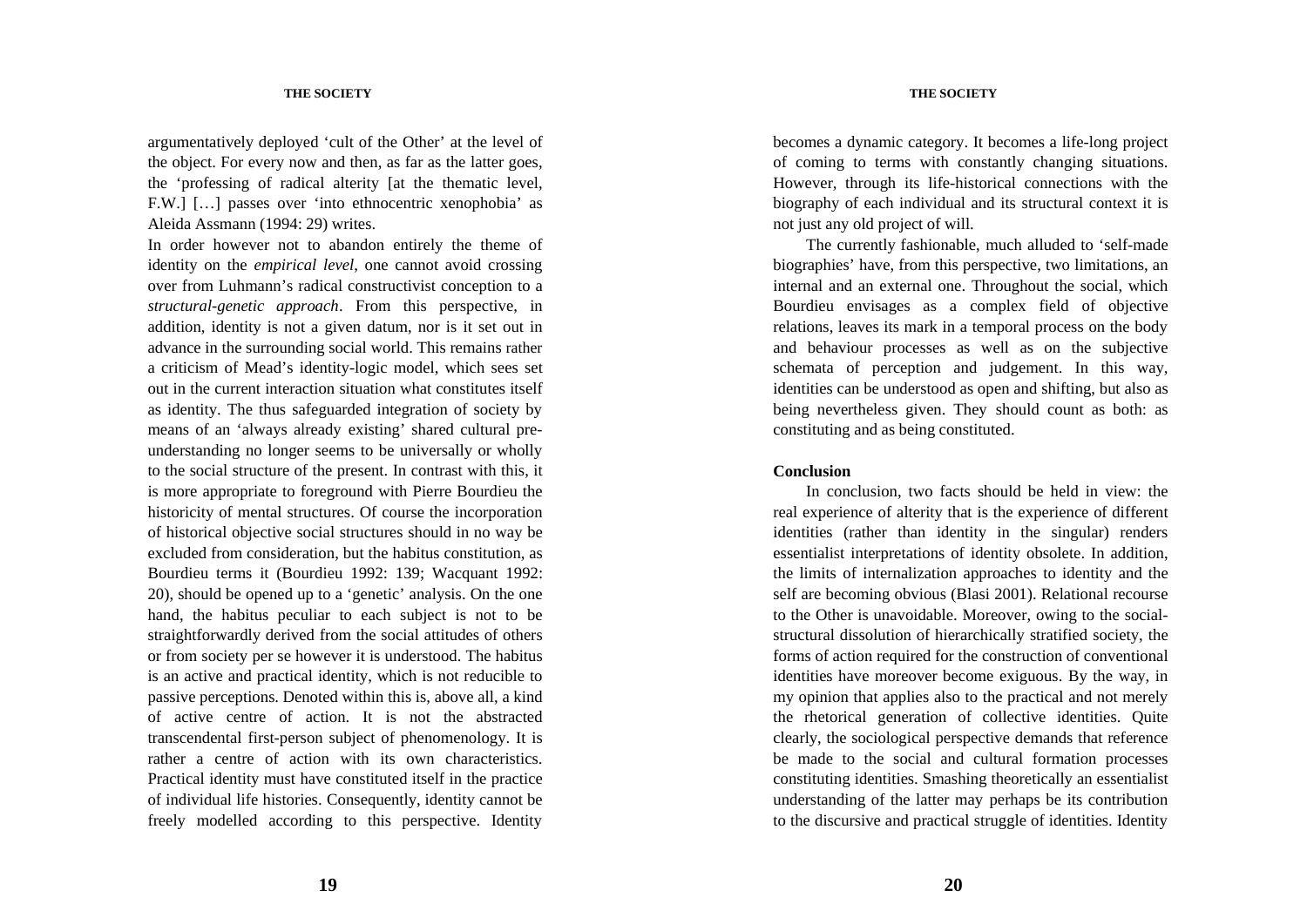argumentatively deployed 'cult of the Other' at the level of the object. For every now and then, as far as the latter goes, the 'professing of radical alterity [at the thematic level, F.W.] […] passes over 'into ethnocentric xenophobia' as Aleida Assmann (1994: 29) writes.

In order however not to abandon entirely the theme of identity on the *empirical level*, one cannot avoid crossing over from Luhmann's radical constructivist conception to a *structural-genetic approach*. From this perspective, in addition, identity is not a given datum, nor is it set out in advance in the surrounding social world. This remains rather a criticism of Mead's identity-logic model, which sees set out in the current interaction situation what constitutes itself as identity. The thus safeguarded integration of society by means of an 'always already existing' shared cultural pre-understanding no longer seems to be universally or wholly to the social structure of the present. In contrast with this, it is more appropriate to foreground with Pierre Bourdieu the historicity of mental structures. Of course the incorporation of historical objective social structures should in no way be excluded from consideration, but the habitus constitution, as Bourdieu terms it (Bourdieu 1992: 139; Wacquant 1992: 20), should be opened up to a 'genetic' analysis. On the one hand, the habitus peculiar to each subject is not to be straightforwardly derived from the social attitudes of others or from society per se however it is understood. The habitus is an active and practical identity, which is not reducible to passive perceptions. Denoted within this is, above all, a kind of active centre of action. It is not the abstracted transcendental first-person subject of phenomenology. It is rather a centre of action with its own characteristics. Practical identity must have constituted itself in the practice of individual life histories. Consequently, identity cannot be freely modelled according to this perspective. Identity becomes a dynamic category. It becomes a life-long project of coming to terms with constantly changing situations. However, through its life-historical connections with the biography of each individual and its structural context it is not just any old project of will.

The currently fashionable, much alluded to 'self-made biographies' have, from this perspective, two limitations, an internal and an external one. Throughout the social, which Bourdieu envisages as a complex field of objective relations, leaves its mark in a temporal process on the body and behaviour processes as well as on the subjective schemata of perception and judgement. In this way, identities can be understood as open and shifting, but also as being nevertheless given. They should count as both: as constituting and as being constituted.

## Conclusion

In conclusion, two facts should be held in view: the real experience of alterity that is the experience of different identities (rather than identity in the singular) renders essentialist interpretations of identity obsolete. In addition, the limits of internalization approaches to identity and the self are becoming obvious (Blasi 2001). Relational recourse to the Other is unavoidable. Moreover, owing to the social-structural dissolution of hierarchically stratified society, the forms of action required for the construction of conventional identities have moreover become exiguous. By the way, in my opinion that applies also to the practical and not merely the rhetorical generation of collective identities. Quite clearly, the sociological perspective demands that reference be made to the social and cultural formation processes constituting identities. Smashing theoretically an essentialist understanding of the latter may perhaps be its contribution to the discursive and practical struggle of identities. Identity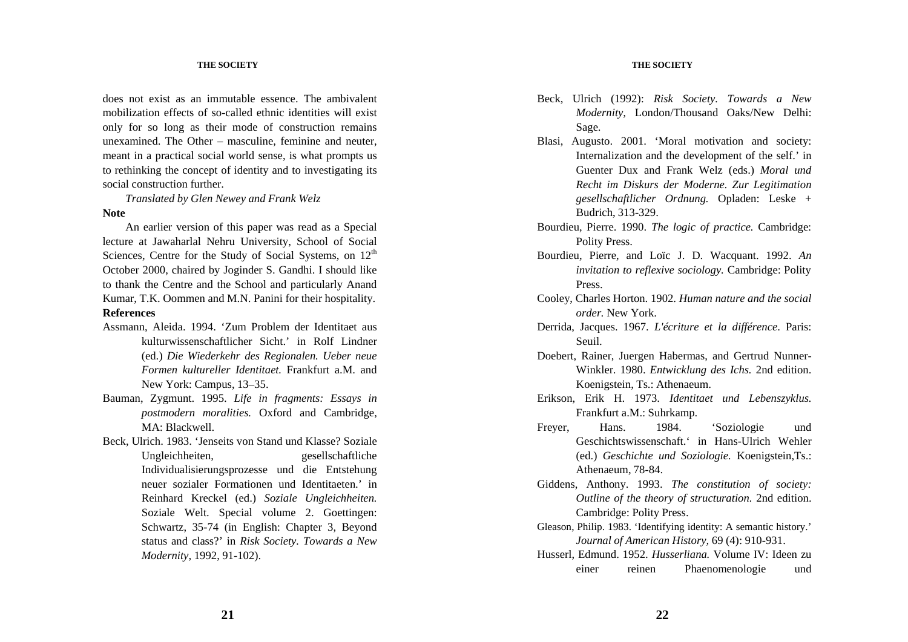does not exist as an immutable essence. The ambivalent mobilization effects of so-called ethnic identities will exist only for so long as their mode of construction remains unexamined. The Other – masculine, feminine and neuter, meant in a practical social world sense, is what prompts us to rethinking the concept of identity and to investigating its social construction further.

*Translated by Glen Newey and Frank Welz*

**Note**

An earlier version of this paper was read as a Special lecture at Jawaharlal Nehru University, School of Social Sciences, Centre for the Study of Social Systems, on 12th October 2000, chaired by Joginder S. Gandhi. I should like to thank the Centre and the School and particularly Anand Kumar, T.K. Oommen and M.N. Panini for their hospitality.

**References**

Assmann, Aleida. 1994. 'Zum Problem der Identitaet aus kulturwissenschaftlicher Sicht.' in Rolf Lindner (ed.) *Die Wiederkehr des Regionalen. Ueber neue Formen kultureller Identitaet.* Frankfurt a.M. and New York: Campus, 13–35.

Bauman, Zygmunt. 1995. *Life in fragments: Essays in postmodern moralities.* Oxford and Cambridge, MA: Blackwell.

Beck, Ulrich. 1983. 'Jenseits von Stand und Klasse? Soziale Ungleichheiten, gesellschaftliche Individualisierungsprozesse und die Entstehung neuer sozialer Formationen und Identitaeten.' in Reinhard Kreckel (ed.) *Soziale Ungleichheiten.* Soziale Welt. Special volume 2. Goettingen: Schwartz, 35-74 (in English: Chapter 3, Beyond status and class?' in *Risk Society. Towards a New Modernity,* 1992, 91-102).

Beck, Ulrich (1992): *Risk Society. Towards a New Modernity,* London/Thousand Oaks/New Delhi: Sage.

Blasi, Augusto. 2001. 'Moral motivation and society: Internalization and the development of the self.' in Guenter Dux and Frank Welz (eds.) *Moral und Recht im Diskurs der Moderne. Zur Legitimation gesellschaftlicher Ordnung.* Opladen: Leske + Budrich, 313-329.

Bourdieu, Pierre. 1990. *The logic of practice.* Cambridge: Polity Press.

Bourdieu, Pierre, and Loïc J. D. Wacquant. 1992. *An invitation to reflexive sociology.* Cambridge: Polity Press.

Cooley, Charles Horton. 1902. *Human nature and the social order.* New York.

Derrida, Jacques. 1967. *L'écriture et la différence*. Paris: Seuil.

Doebert, Rainer, Juergen Habermas, and Gertrud Nunner-Winkler. 1980. *Entwicklung des Ichs.* 2nd edition. Koenigstein, Ts.: Athenaeum.

Erikson, Erik H. 1973. *Identitaet und Lebenszyklus.* Frankfurt a.M.: Suhrkamp.

Freyer, Hans. 1984. 'Soziologie und Geschichtswissenschaft.' in Hans-Ulrich Wehler (ed.) *Geschichte und Soziologie.* Koenigstein,Ts.: Athenaeum, 78-84.

Giddens, Anthony. 1993. *The constitution of society: Outline of the theory of structuration.* 2nd edition. Cambridge: Polity Press.

Gleason, Philip. 1983. 'Identifying identity: A semantic history.' *Journal of American History,* 69 (4): 910-931.

Husserl, Edmund. 1952. *Husserliana.* Volume IV: Ideen zu einer reinen Phaenomenologie und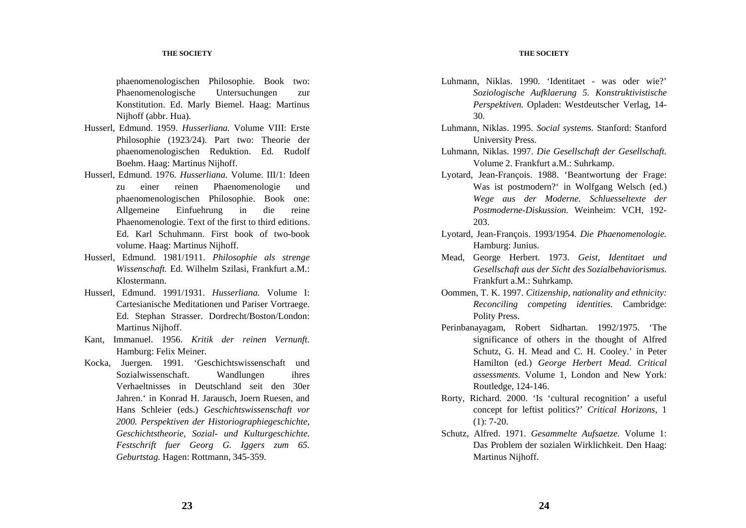phaenomenologischen Philosophie. Book two: Phaenomenologische Untersuchungen zur Konstitution. Ed. Marly Biemel. Haag: Martinus Nijhoff (abbr. Hua).

Husserl, Edmund. 1959. *Husserliana.* Volume VIII: Erste Philosophie (1923/24). Part two: Theorie der phaenomenologischen Reduktion. Ed. Rudolf Boehm. Haag: Martinus Nijhoff.

Husserl, Edmund. 1976. *Husserliana.* Volume. III/1: Ideen zu einer reinen Phaenomenologie und phaenomenologischen Philosophie. Book one: Allgemeine Einfuehrung in die reine Phaenomenologie. Text of the first to third editions. Ed. Karl Schuhmann. First book of two-book volume. Haag: Martinus Nijhoff.

Husserl, Edmund. 1981/1911. *Philosophie als strenge Wissenschaft.* Ed. Wilhelm Szilasi, Frankfurt a.M.: Klostermann.

Husserl, Edmund. 1991/1931. *Husserliana.* Volume I: Cartesianische Meditationen und Pariser Vortraege. Ed. Stephan Strasser. Dordrecht/Boston/London: Martinus Nijhoff.

Kant, Immanuel. 1956. *Kritik der reinen Vernunft.* Hamburg: Felix Meiner.

Kocka, Juergen. 1991. 'Geschichtswissenschaft und Sozialwissenschaft. Wandlungen ihres Verhaeltnisses in Deutschland seit den 30er Jahren.' in Konrad H. Jarausch, Joern Ruesen, and Hans Schleier (eds.) *Geschichtswissenschaft vor 2000. Perspektiven der Historiographiegeschichte, Geschichtstheorie, Sozial- und Kulturgeschichte. Festschrift fuer Georg G. Iggers zum 65. Geburtstag.* Hagen: Rottmann, 345-359.

Luhmann, Niklas. 1990. 'Identitaet - was oder wie?' *Soziologische Aufklaerung 5. Konstruktivistische Perspektiven.* Opladen: Westdeutscher Verlag, 14-30.

Luhmann, Niklas. 1995. *Social systems.* Stanford: Stanford University Press.

Luhmann, Niklas. 1997. *Die Gesellschaft der Gesellschaft.* Volume 2. Frankfurt a.M.: Suhrkamp.

Lyotard, Jean-François. 1988. 'Beantwortung der Frage: Was ist postmodern?' in Wolfgang Welsch (ed.) *Wege aus der Moderne. Schluesseltexte der Postmoderne-Diskussion.* Weinheim: VCH, 192-203.

Lyotard, Jean-François. 1993/1954. *Die Phaenomenologie.* Hamburg: Junius.

Mead, George Herbert. 1973. *Geist, Identitaet und Gesellschaft aus der Sicht des Sozialbehaviorismus.* Frankfurt a.M.: Suhrkamp.

Oommen, T. K. 1997. *Citizenship, nationality and ethnicity: Reconciling competing identities.* Cambridge: Polity Press.

Perinbanayagam, Robert Sidhartan. 1992/1975. 'The significance of others in the thought of Alfred Schutz, G. H. Mead and C. H. Cooley.' in Peter Hamilton (ed.) *George Herbert Mead. Critical assessments.* Volume 1, London and New York: Routledge, 124-146.

Rorty, Richard. 2000. 'Is 'cultural recognition' a useful concept for leftist politics?' *Critical Horizons*, 1 (1): 7-20.

Schutz, Alfred. 1971. *Gesammelte Aufsaetze.* Volume 1: Das Problem der sozialen Wirklichkeit. Den Haag: Martinus Nijhoff.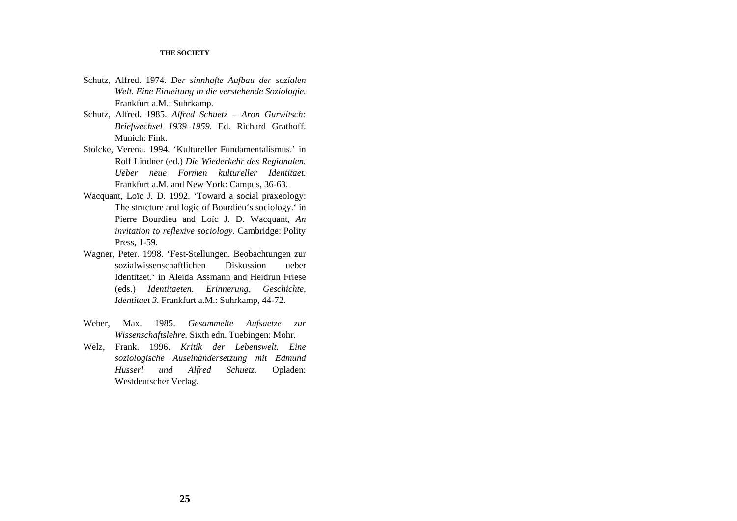Schutz, Alfred. 1974. *Der sinnhafte Aufbau der sozialen Welt. Eine Einleitung in die verstehende Soziologie.* Frankfurt a.M.: Suhrkamp.

Schutz, Alfred. 1985. *Alfred Schuetz – Aron Gurwitsch: Briefwechsel 1939–1959.* Ed. Richard Grathoff. Munich: Fink.

Stolcke, Verena. 1994. 'Kultureller Fundamentalismus.' in Rolf Lindner (ed.) *Die Wiederkehr des Regionalen. Ueber neue Formen kultureller Identitaet.* Frankfurt a.M. and New York: Campus, 36-63.

Wacquant, Loïc J. D. 1992. 'Toward a social praxeology: The structure and logic of Bourdieu's sociology.' in Pierre Bourdieu and Loïc J. D. Wacquant, *An invitation to reflexive sociology*. Cambridge: Polity Press, 1-59.

Wagner, Peter. 1998. 'Fest-Stellungen. Beobachtungen zur sozialwissenschaftlichen Diskussion ueber Identitaet.' in Aleida Assmann and Heidrun Friese (eds.) *Identitaeten. Erinnerung, Geschichte, Identitaet 3.* Frankfurt a.M.: Suhrkamp, 44-72.

Weber, Max. 1985. *Gesammelte Aufsaetze zur Wissenschaftslehre.* Sixth edn. Tuebingen: Mohr.

Welz, Frank. 1996. *Kritik der Lebenswelt. Eine soziologische Auseinandersetzung mit Edmund Husserl und Alfred Schuetz.* Opladen: Westdeutscher Verlag.